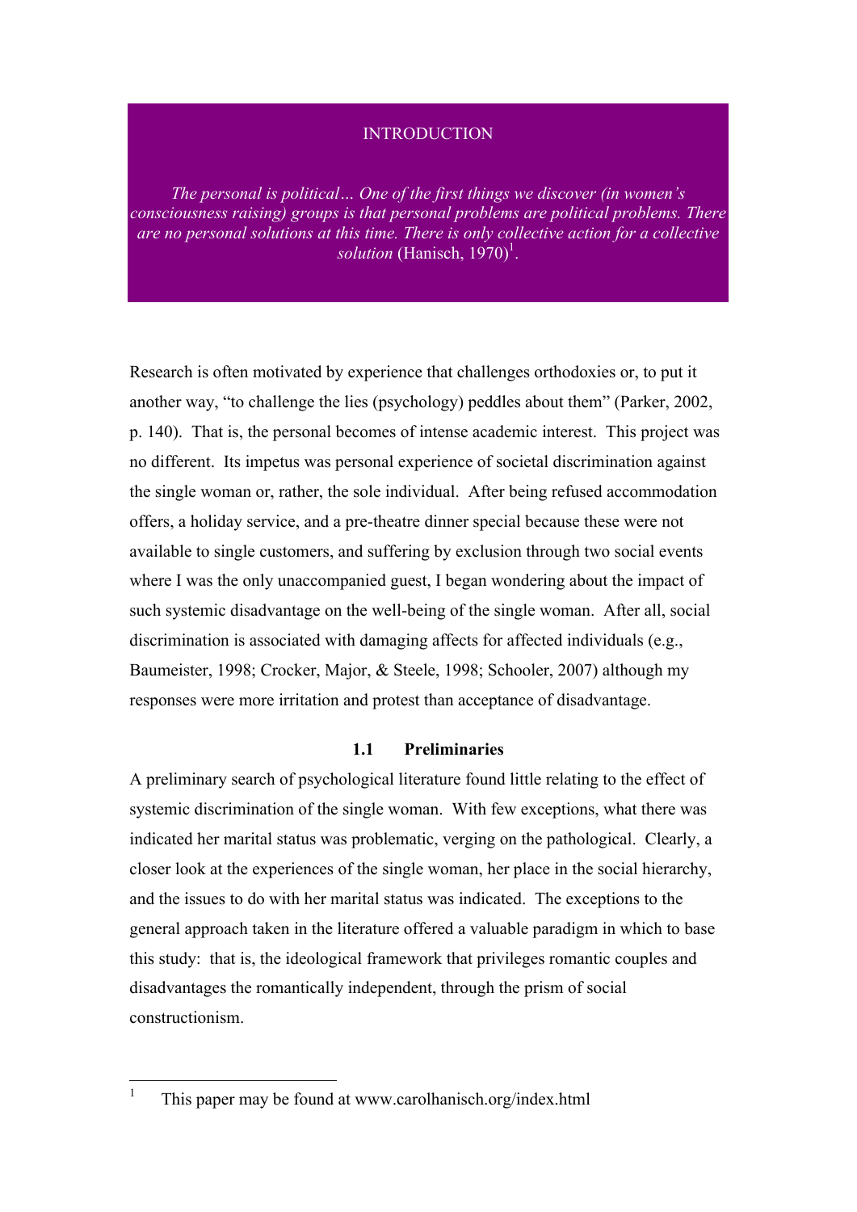# INTRODUCTION

*The personal is political… One of the first things we discover (in women's consciousness raising) groups is that personal problems are political problems. There are no personal solutions at this time. There is only collective action for a collective solution* (Hanisch, 1970)[1].

Research is often motivated by experience that challenges orthodoxies or, to put it another way, "to challenge the lies (psychology) peddles about them" (Parker, 2002, p. 140). That is, the personal becomes of intense academic interest. This project was no different. Its impetus was personal experience of societal discrimination against the single woman or, rather, the sole individual. After being refused accommodation offers, a holiday service, and a pre-theatre dinner special because these were not available to single customers, and suffering by exclusion through two social events where I was the only unaccompanied guest, I began wondering about the impact of such systemic disadvantage on the well-being of the single woman. After all, social discrimination is associated with damaging affects for affected individuals (e.g., Baumeister, 1998; Crocker, Major, & Steele, 1998; Schooler, 2007) although my responses were more irritation and protest than acceptance of disadvantage.

## 1.1 Preliminaries

A preliminary search of psychological literature found little relating to the effect of systemic discrimination of the single woman. With few exceptions, what there was indicated her marital status was problematic, verging on the pathological. Clearly, a closer look at the experiences of the single woman, her place in the social hierarchy, and the issues to do with her marital status was indicated. The exceptions to the general approach taken in the literature offered a valuable paradigm in which to base this study: that is, the ideological framework that privileges romantic couples and disadvantages the romantically independent, through the prism of social constructionism.

[1] This paper may be found at www.carolhanisch.org/index.html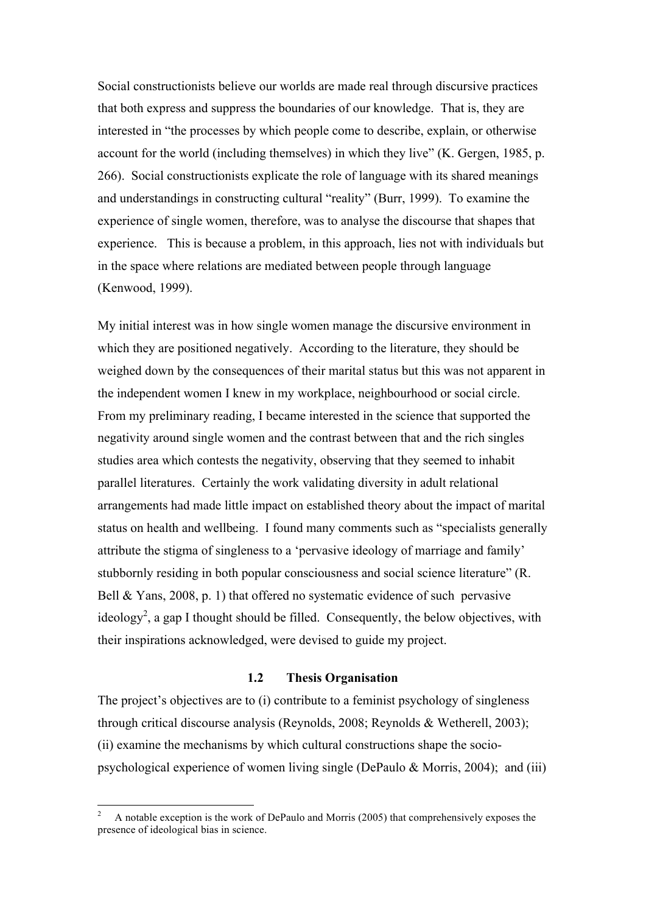Social constructionists believe our worlds are made real through discursive practices that both express and suppress the boundaries of our knowledge. That is, they are interested in "the processes by which people come to describe, explain, or otherwise account for the world (including themselves) in which they live" (K. Gergen, 1985, p. 266). Social constructionists explicate the role of language with its shared meanings and understandings in constructing cultural "reality" (Burr, 1999). To examine the experience of single women, therefore, was to analyse the discourse that shapes that experience. This is because a problem, in this approach, lies not with individuals but in the space where relations are mediated between people through language (Kenwood, 1999).

My initial interest was in how single women manage the discursive environment in which they are positioned negatively. According to the literature, they should be weighed down by the consequences of their marital status but this was not apparent in the independent women I knew in my workplace, neighbourhood or social circle. From my preliminary reading, I became interested in the science that supported the negativity around single women and the contrast between that and the rich singles studies area which contests the negativity, observing that they seemed to inhabit parallel literatures. Certainly the work validating diversity in adult relational arrangements had made little impact on established theory about the impact of marital status on health and wellbeing. I found many comments such as "specialists generally attribute the stigma of singleness to a 'pervasive ideology of marriage and family' stubbornly residing in both popular consciousness and social science literature" (R. Bell & Yans, 2008, p. 1) that offered no systematic evidence of such pervasive ideology[2], a gap I thought should be filled. Consequently, the below objectives, with their inspirations acknowledged, were devised to guide my project.

### 1.2 Thesis Organisation

The project's objectives are to (i) contribute to a feminist psychology of singleness through critical discourse analysis (Reynolds, 2008; Reynolds & Wetherell, 2003); (ii) examine the mechanisms by which cultural constructions shape the socio-psychological experience of women living single (DePaulo & Morris, 2004); and (iii)

---

[2] A notable exception is the work of DePaulo and Morris (2005) that comprehensively exposes the presence of ideological bias in science.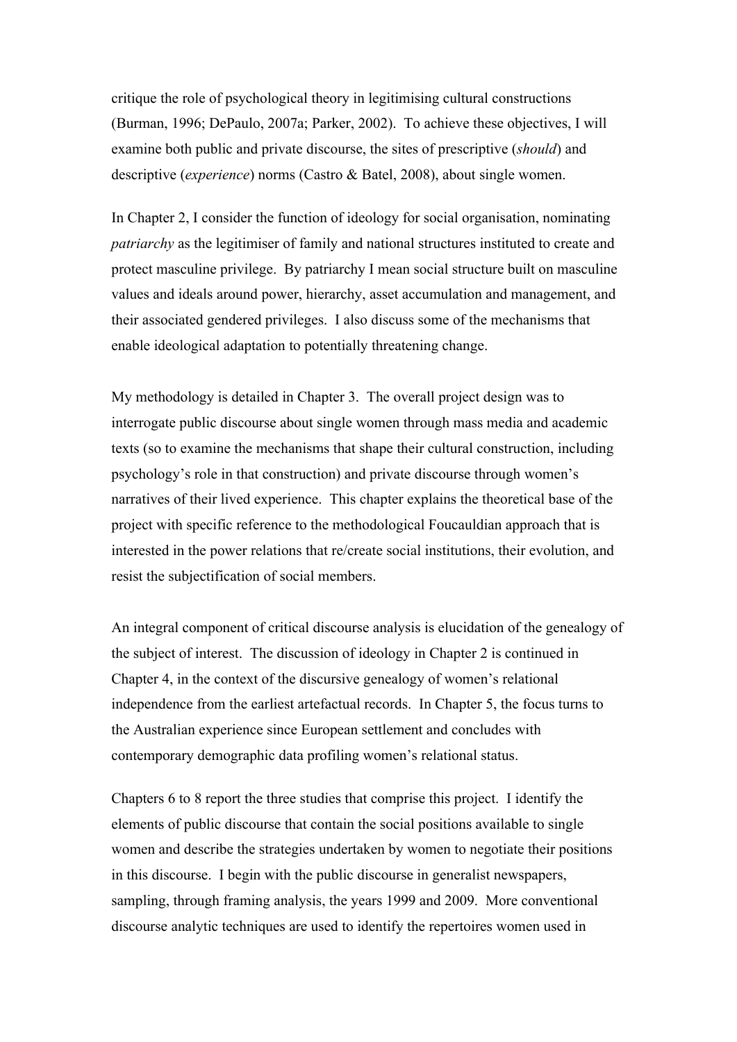critique the role of psychological theory in legitimising cultural constructions (Burman, 1996; DePaulo, 2007a; Parker, 2002). To achieve these objectives, I will examine both public and private discourse, the sites of prescriptive (*should*) and descriptive (*experience*) norms (Castro & Batel, 2008), about single women.

In Chapter 2, I consider the function of ideology for social organisation, nominating *patriarchy* as the legitimiser of family and national structures instituted to create and protect masculine privilege. By patriarchy I mean social structure built on masculine values and ideals around power, hierarchy, asset accumulation and management, and their associated gendered privileges. I also discuss some of the mechanisms that enable ideological adaptation to potentially threatening change.

My methodology is detailed in Chapter 3. The overall project design was to interrogate public discourse about single women through mass media and academic texts (so to examine the mechanisms that shape their cultural construction, including psychology's role in that construction) and private discourse through women's narratives of their lived experience. This chapter explains the theoretical base of the project with specific reference to the methodological Foucauldian approach that is interested in the power relations that re/create social institutions, their evolution, and resist the subjectification of social members.

An integral component of critical discourse analysis is elucidation of the genealogy of the subject of interest. The discussion of ideology in Chapter 2 is continued in Chapter 4, in the context of the discursive genealogy of women's relational independence from the earliest artefactual records. In Chapter 5, the focus turns to the Australian experience since European settlement and concludes with contemporary demographic data profiling women's relational status.

Chapters 6 to 8 report the three studies that comprise this project. I identify the elements of public discourse that contain the social positions available to single women and describe the strategies undertaken by women to negotiate their positions in this discourse. I begin with the public discourse in generalist newspapers, sampling, through framing analysis, the years 1999 and 2009. More conventional discourse analytic techniques are used to identify the repertoires women used in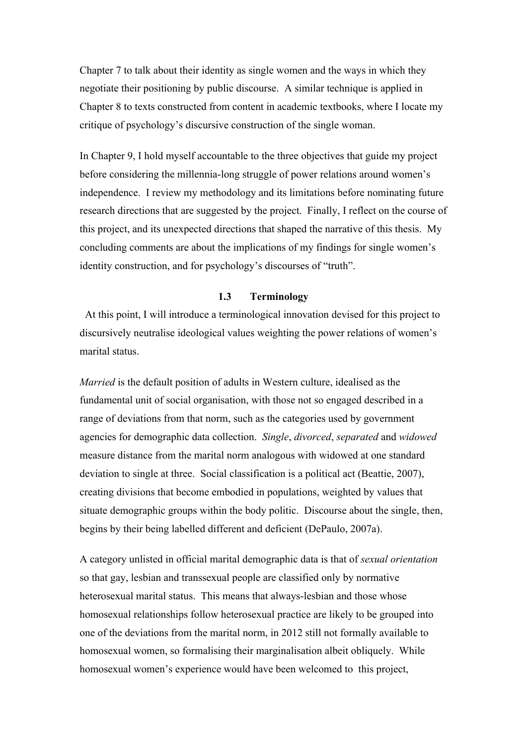Chapter 7 to talk about their identity as single women and the ways in which they negotiate their positioning by public discourse. A similar technique is applied in Chapter 8 to texts constructed from content in academic textbooks, where I locate my critique of psychology's discursive construction of the single woman.

In Chapter 9, I hold myself accountable to the three objectives that guide my project before considering the millennia-long struggle of power relations around women's independence. I review my methodology and its limitations before nominating future research directions that are suggested by the project. Finally, I reflect on the course of this project, and its unexpected directions that shaped the narrative of this thesis. My concluding comments are about the implications of my findings for single women's identity construction, and for psychology's discourses of "truth".

## 1.3 Terminology

At this point, I will introduce a terminological innovation devised for this project to discursively neutralise ideological values weighting the power relations of women's marital status.

*Married* is the default position of adults in Western culture, idealised as the fundamental unit of social organisation, with those not so engaged described in a range of deviations from that norm, such as the categories used by government agencies for demographic data collection. *Single*, *divorced*, *separated* and *widowed* measure distance from the marital norm analogous with widowed at one standard deviation to single at three. Social classification is a political act (Beattie, 2007), creating divisions that become embodied in populations, weighted by values that situate demographic groups within the body politic. Discourse about the single, then, begins by their being labelled different and deficient (DePaulo, 2007a).

A category unlisted in official marital demographic data is that of *sexual orientation* so that gay, lesbian and transsexual people are classified only by normative heterosexual marital status. This means that always-lesbian and those whose homosexual relationships follow heterosexual practice are likely to be grouped into one of the deviations from the marital norm, in 2012 still not formally available to homosexual women, so formalising their marginalisation albeit obliquely. While homosexual women's experience would have been welcomed to this project,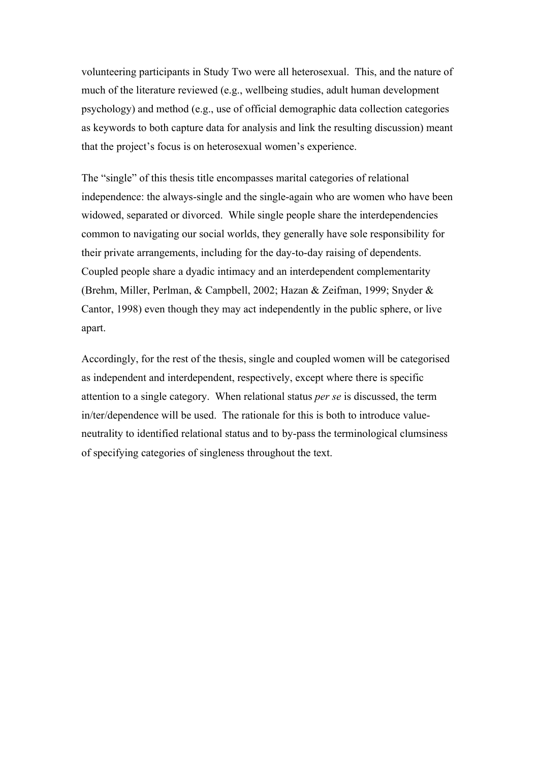volunteering participants in Study Two were all heterosexual. This, and the nature of much of the literature reviewed (e.g., wellbeing studies, adult human development psychology) and method (e.g., use of official demographic data collection categories as keywords to both capture data for analysis and link the resulting discussion) meant that the project's focus is on heterosexual women's experience.

The "single" of this thesis title encompasses marital categories of relational independence: the always-single and the single-again who are women who have been widowed, separated or divorced. While single people share the interdependencies common to navigating our social worlds, they generally have sole responsibility for their private arrangements, including for the day-to-day raising of dependents. Coupled people share a dyadic intimacy and an interdependent complementarity (Brehm, Miller, Perlman, & Campbell, 2002; Hazan & Zeifman, 1999; Snyder & Cantor, 1998) even though they may act independently in the public sphere, or live apart.

Accordingly, for the rest of the thesis, single and coupled women will be categorised as independent and interdependent, respectively, except where there is specific attention to a single category. When relational status *per se* is discussed, the term in/ter/dependence will be used. The rationale for this is both to introduce value-neutrality to identified relational status and to by-pass the terminological clumsiness of specifying categories of singleness throughout the text.